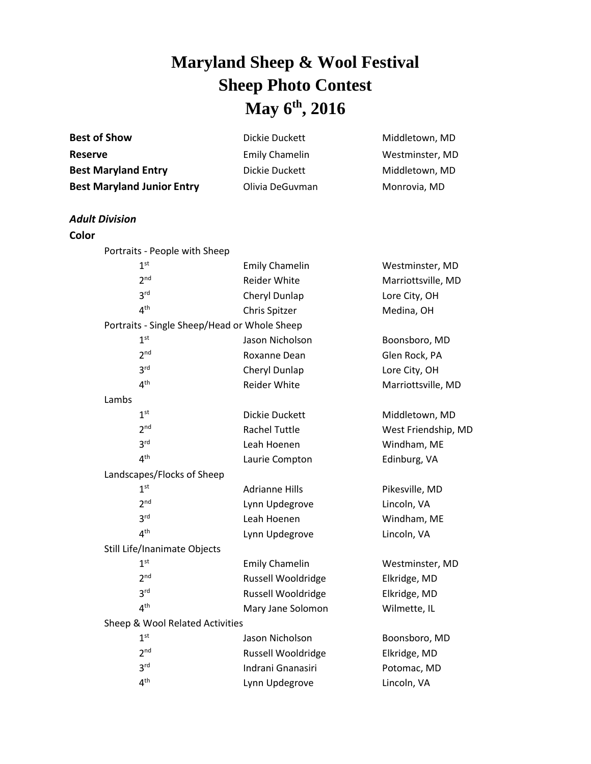# Maryland Sheep & Wool Festival
# Sheep Photo Contest
# May 6th, 2016

| | | |
|---|---|---|
| **Best of Show** | Dickie Duckett | Middletown, MD |
| **Reserve** | Emily Chamelin | Westminster, MD |
| **Best Maryland Entry** | Dickie Duckett | Middletown, MD |
| **Best Maryland Junior Entry** | Olivia DeGuvman | Monrovia, MD |

***Adult Division***

**Color**

Portraits - People with Sheep

| | | |
|---|---|---|
| 1st | Emily Chamelin | Westminster, MD |
| 2nd | Reider White | Marriottsville, MD |
| 3rd | Cheryl Dunlap | Lore City, OH |
| 4th | Chris Spitzer | Medina, OH |

Portraits - Single Sheep/Head or Whole Sheep

| | | |
|---|---|---|
| 1st | Jason Nicholson | Boonsboro, MD |
| 2nd | Roxanne Dean | Glen Rock, PA |
| 3rd | Cheryl Dunlap | Lore City, OH |
| 4th | Reider White | Marriottsville, MD |

Lambs

| | | |
|---|---|---|
| 1st | Dickie Duckett | Middletown, MD |
| 2nd | Rachel Tuttle | West Friendship, MD |
| 3rd | Leah Hoenen | Windham, ME |
| 4th | Laurie Compton | Edinburg, VA |

Landscapes/Flocks of Sheep

| | | |
|---|---|---|
| 1st | Adrianne Hills | Pikesville, MD |
| 2nd | Lynn Updegrove | Lincoln, VA |
| 3rd | Leah Hoenen | Windham, ME |
| 4th | Lynn Updegrove | Lincoln, VA |

Still Life/Inanimate Objects

| | | |
|---|---|---|
| 1st | Emily Chamelin | Westminster, MD |
| 2nd | Russell Wooldridge | Elkridge, MD |
| 3rd | Russell Wooldridge | Elkridge, MD |
| 4th | Mary Jane Solomon | Wilmette, IL |

Sheep & Wool Related Activities

| | | |
|---|---|---|
| 1st | Jason Nicholson | Boonsboro, MD |
| 2nd | Russell Wooldridge | Elkridge, MD |
| 3rd | Indrani Gnanasiri | Potomac, MD |
| 4th | Lynn Updegrove | Lincoln, VA |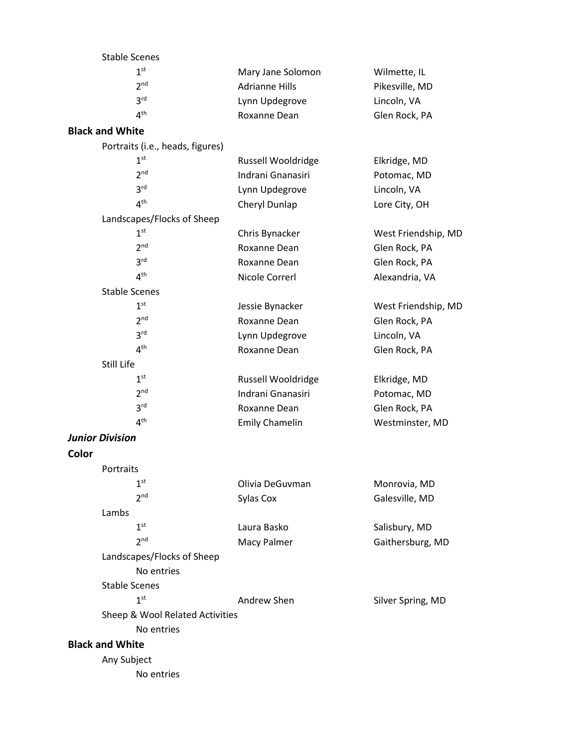Stable Scenes

| | | |
|---|---|---|
| 1st | Mary Jane Solomon | Wilmette, IL |
| 2nd | Adrianne Hills | Pikesville, MD |
| 3rd | Lynn Updegrove | Lincoln, VA |
| 4th | Roxanne Dean | Glen Rock, PA |

**Black and White**

Portraits (i.e., heads, figures)

| | | |
|---|---|---|
| 1st | Russell Wooldridge | Elkridge, MD |
| 2nd | Indrani Gnanasiri | Potomac, MD |
| 3rd | Lynn Updegrove | Lincoln, VA |
| 4th | Cheryl Dunlap | Lore City, OH |

Landscapes/Flocks of Sheep

| | | |
|---|---|---|
| 1st | Chris Bynacker | West Friendship, MD |
| 2nd | Roxanne Dean | Glen Rock, PA |
| 3rd | Roxanne Dean | Glen Rock, PA |
| 4th | Nicole Correrl | Alexandria, VA |

Stable Scenes

| | | |
|---|---|---|
| 1st | Jessie Bynacker | West Friendship, MD |
| 2nd | Roxanne Dean | Glen Rock, PA |
| 3rd | Lynn Updegrove | Lincoln, VA |
| 4th | Roxanne Dean | Glen Rock, PA |

Still Life

| | | |
|---|---|---|
| 1st | Russell Wooldridge | Elkridge, MD |
| 2nd | Indrani Gnanasiri | Potomac, MD |
| 3rd | Roxanne Dean | Glen Rock, PA |
| 4th | Emily Chamelin | Westminster, MD |

***Junior Division***

**Color**

Portraits

| | | |
|---|---|---|
| 1st | Olivia DeGuvman | Monrovia, MD |
| 2nd | Sylas Cox | Galesville, MD |

Lambs

| | | |
|---|---|---|
| 1st | Laura Basko | Salisbury, MD |
| 2nd | Macy Palmer | Gaithersburg, MD |

Landscapes/Flocks of Sheep

No entries

Stable Scenes

| | | |
|---|---|---|
| 1st | Andrew Shen | Silver Spring, MD |

Sheep & Wool Related Activities

No entries

**Black and White**

Any Subject

No entries